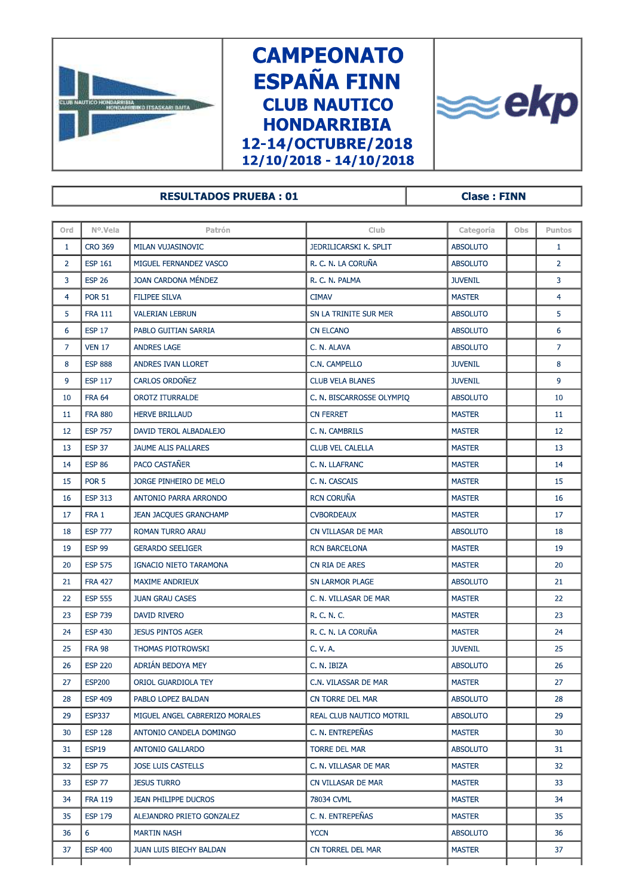# CAMPEONATO ESPAÑA FINN

## CLUB NAUTICO HONDARRIBIA

### 12-14/OCTUBRE/2018

### 12/10/2018 - 14/10/2018

| RESULTADOS PRUEBA : 01 | Clase : FINN |
|---|---|

| Ord | Nº.Vela | Patrón | Club | Categoría | Obs | Puntos |
|---|---|---|---|---|---|---|
| 1 | CRO 369 | MILAN VUJASINOVIC | JEDRILICARSKI K. SPLIT | ABSOLUTO | | 1 |
| 2 | ESP 161 | MIGUEL FERNANDEZ VASCO | R. C. N. LA CORUÑA | ABSOLUTO | | 2 |
| 3 | ESP 26 | JOAN CARDONA MÉNDEZ | R. C. N. PALMA | JUVENIL | | 3 |
| 4 | POR 51 | FILIPEE SILVA | CIMAV | MASTER | | 4 |
| 5 | FRA 111 | VALERIAN LEBRUN | SN LA TRINITE SUR MER | ABSOLUTO | | 5 |
| 6 | ESP 17 | PABLO GUITIAN SARRIA | CN ELCANO | ABSOLUTO | | 6 |
| 7 | VEN 17 | ANDRES LAGE | C. N. ALAVA | ABSOLUTO | | 7 |
| 8 | ESP 888 | ANDRES IVAN LLORET | C.N. CAMPELLO | JUVENIL | | 8 |
| 9 | ESP 117 | CARLOS ORDOÑEZ | CLUB VELA BLANES | JUVENIL | | 9 |
| 10 | FRA 64 | OROTZ ITURRALDE | C. N. BISCARROSSE OLYMPIQ | ABSOLUTO | | 10 |
| 11 | FRA 880 | HERVE BRILLAUD | CN FERRET | MASTER | | 11 |
| 12 | ESP 757 | DAVID TEROL ALBADALEJO | C. N. CAMBRILS | MASTER | | 12 |
| 13 | ESP 37 | JAUME ALIS PALLARES | CLUB VEL CALELLA | MASTER | | 13 |
| 14 | ESP 86 | PACO CASTAÑER | C. N. LLAFRANC | MASTER | | 14 |
| 15 | POR 5 | JORGE PINHEIRO DE MELO | C. N. CASCAIS | MASTER | | 15 |
| 16 | ESP 313 | ANTONIO PARRA ARRONDO | RCN CORUÑA | MASTER | | 16 |
| 17 | FRA 1 | JEAN JACQUES GRANCHAMP | CVBORDEAUX | MASTER | | 17 |
| 18 | ESP 777 | ROMAN TURRO ARAU | CN VILLASAR DE MAR | ABSOLUTO | | 18 |
| 19 | ESP 99 | GERARDO SEELIGER | RCN BARCELONA | MASTER | | 19 |
| 20 | ESP 575 | IGNACIO NIETO TARAMONA | CN RIA DE ARES | MASTER | | 20 |
| 21 | FRA 427 | MAXIME ANDRIEUX | SN LARMOR PLAGE | ABSOLUTO | | 21 |
| 22 | ESP 555 | JUAN GRAU CASES | C. N. VILLASAR DE MAR | MASTER | | 22 |
| 23 | ESP 739 | DAVID RIVERO | R. C. N. C. | MASTER | | 23 |
| 24 | ESP 430 | JESUS PINTOS AGER | R. C. N. LA CORUÑA | MASTER | | 24 |
| 25 | FRA 98 | THOMAS PIOTROWSKI | C. V. A. | JUVENIL | | 25 |
| 26 | ESP 220 | ADRIÁN BEDOYA MEY | C. N. IBIZA | ABSOLUTO | | 26 |
| 27 | ESP200 | ORIOL GUARDIOLA TEY | C.N. VILASSAR DE MAR | MASTER | | 27 |
| 28 | ESP 409 | PABLO LOPEZ BALDAN | CN TORRE DEL MAR | ABSOLUTO | | 28 |
| 29 | ESP337 | MIGUEL ANGEL CABRERIZO MORALES | REAL CLUB NAUTICO MOTRIL | ABSOLUTO | | 29 |
| 30 | ESP 128 | ANTONIO CANDELA DOMINGO | C. N. ENTREPEÑAS | MASTER | | 30 |
| 31 | ESP19 | ANTONIO GALLARDO | TORRE DEL MAR | ABSOLUTO | | 31 |
| 32 | ESP 75 | JOSE LUIS CASTELLS | C. N. VILLASAR DE MAR | MASTER | | 32 |
| 33 | ESP 77 | JESUS TURRO | CN VILLASAR DE MAR | MASTER | | 33 |
| 34 | FRA 119 | JEAN PHILIPPE DUCROS | 78034 CVML | MASTER | | 34 |
| 35 | ESP 179 | ALEJANDRO PRIETO GONZALEZ | C. N. ENTREPEÑAS | MASTER | | 35 |
| 36 | 6 | MARTIN NASH | YCCN | ABSOLUTO | | 36 |
| 37 | ESP 400 | JUAN LUIS BIECHY BALDAN | CN TORREL DEL MAR | MASTER | | 37 |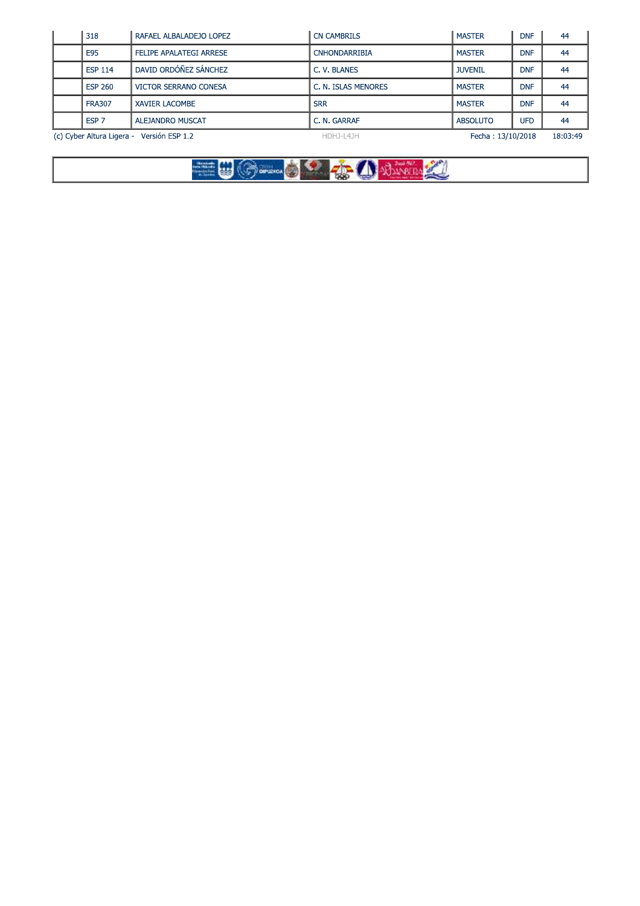| | | | | | | |
|---|---|---|---|---|---|---|
| | 318 | RAFAEL ALBALADEJO LOPEZ | CN CAMBRILS | MASTER | DNF | 44 |
| | E95 | FELIPE APALATEGI ARRESE | CNHONDARRIBIA | MASTER | DNF | 44 |
| | ESP 114 | DAVID ORDÓÑEZ SÁNCHEZ | C. V. BLANES | JUVENIL | DNF | 44 |
| | ESP 260 | VICTOR SERRANO CONESA | C. N. ISLAS MENORES | MASTER | DNF | 44 |
| | FRA307 | XAVIER LACOMBE | SRR | MASTER | DNF | 44 |
| | ESP 7 | ALEJANDRO MUSCAT | C. N. GARRAF | ABSOLUTO | UFD | 44 |

(c) Cyber Altura Ligera - Versión ESP 1.2 HDHJ-L4JH Fecha : 13/10/2018 18:03:49